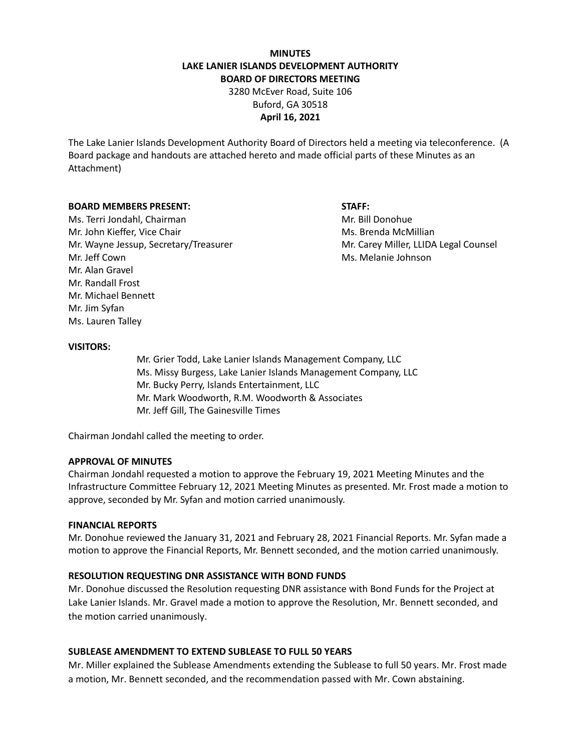# MINUTES
## LAKE LANIER ISLANDS DEVELOPMENT AUTHORITY
## BOARD OF DIRECTORS MEETING

3280 McEver Road, Suite 106
Buford, GA 30518
**April 16, 2021**

The Lake Lanier Islands Development Authority Board of Directors held a meeting via teleconference. (A Board package and handouts are attached hereto and made official parts of these Minutes as an Attachment)

**BOARD MEMBERS PRESENT:**

Ms. Terri Jondahl, Chairman
Mr. John Kieffer, Vice Chair
Mr. Wayne Jessup, Secretary/Treasurer
Mr. Jeff Cown
Mr. Alan Gravel
Mr. Randall Frost
Mr. Michael Bennett
Mr. Jim Syfan
Ms. Lauren Talley

**STAFF:**

Mr. Bill Donohue
Ms. Brenda McMillian
Mr. Carey Miller, LLIDA Legal Counsel
Ms. Melanie Johnson

**VISITORS:**

Mr. Grier Todd, Lake Lanier Islands Management Company, LLC
Ms. Missy Burgess, Lake Lanier Islands Management Company, LLC
Mr. Bucky Perry, Islands Entertainment, LLC
Mr. Mark Woodworth, R.M. Woodworth & Associates
Mr. Jeff Gill, The Gainesville Times

Chairman Jondahl called the meeting to order.

**APPROVAL OF MINUTES**

Chairman Jondahl requested a motion to approve the February 19, 2021 Meeting Minutes and the Infrastructure Committee February 12, 2021 Meeting Minutes as presented. Mr. Frost made a motion to approve, seconded by Mr. Syfan and motion carried unanimously.

**FINANCIAL REPORTS**

Mr. Donohue reviewed the January 31, 2021 and February 28, 2021 Financial Reports. Mr. Syfan made a motion to approve the Financial Reports, Mr. Bennett seconded, and the motion carried unanimously.

**RESOLUTION REQUESTING DNR ASSISTANCE WITH BOND FUNDS**

Mr. Donohue discussed the Resolution requesting DNR assistance with Bond Funds for the Project at Lake Lanier Islands. Mr. Gravel made a motion to approve the Resolution, Mr. Bennett seconded, and the motion carried unanimously.

**SUBLEASE AMENDMENT TO EXTEND SUBLEASE TO FULL 50 YEARS**

Mr. Miller explained the Sublease Amendments extending the Sublease to full 50 years. Mr. Frost made a motion, Mr. Bennett seconded, and the recommendation passed with Mr. Cown abstaining.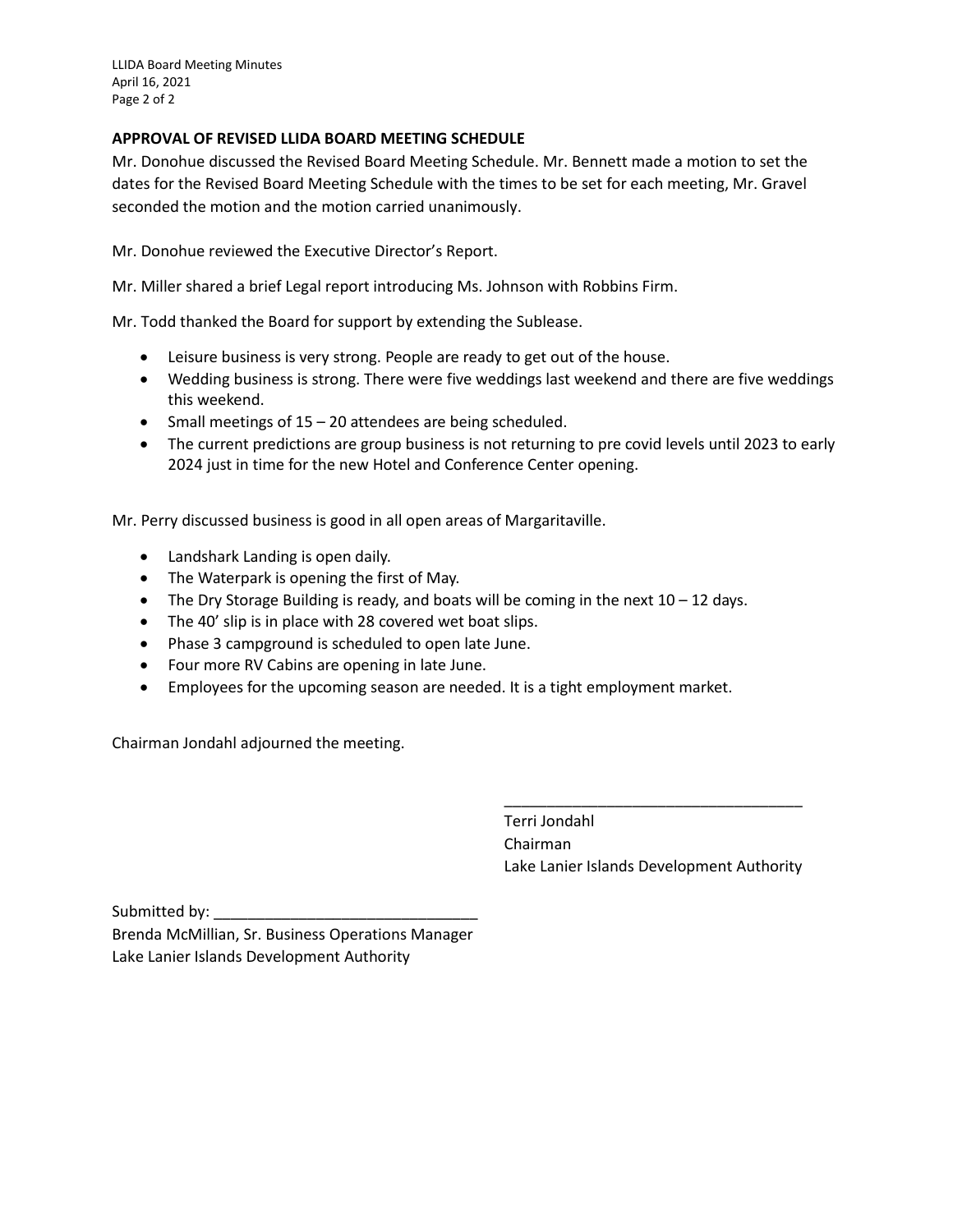**APPROVAL OF REVISED LLIDA BOARD MEETING SCHEDULE**

Mr. Donohue discussed the Revised Board Meeting Schedule. Mr. Bennett made a motion to set the dates for the Revised Board Meeting Schedule with the times to be set for each meeting, Mr. Gravel seconded the motion and the motion carried unanimously.

Mr. Donohue reviewed the Executive Director's Report.

Mr. Miller shared a brief Legal report introducing Ms. Johnson with Robbins Firm.

Mr. Todd thanked the Board for support by extending the Sublease.

- Leisure business is very strong. People are ready to get out of the house.
- Wedding business is strong. There were five weddings last weekend and there are five weddings this weekend.
- Small meetings of 15 – 20 attendees are being scheduled.
- The current predictions are group business is not returning to pre covid levels until 2023 to early 2024 just in time for the new Hotel and Conference Center opening.

Mr. Perry discussed business is good in all open areas of Margaritaville.

- Landshark Landing is open daily.
- The Waterpark is opening the first of May.
- The Dry Storage Building is ready, and boats will be coming in the next 10 – 12 days.
- The 40' slip is in place with 28 covered wet boat slips.
- Phase 3 campground is scheduled to open late June.
- Four more RV Cabins are opening in late June.
- Employees for the upcoming season are needed. It is a tight employment market.

Chairman Jondahl adjourned the meeting.

___________________________________
Terri Jondahl
Chairman
Lake Lanier Islands Development Authority

Submitted by: ______________________________
Brenda McMillian, Sr. Business Operations Manager
Lake Lanier Islands Development Authority